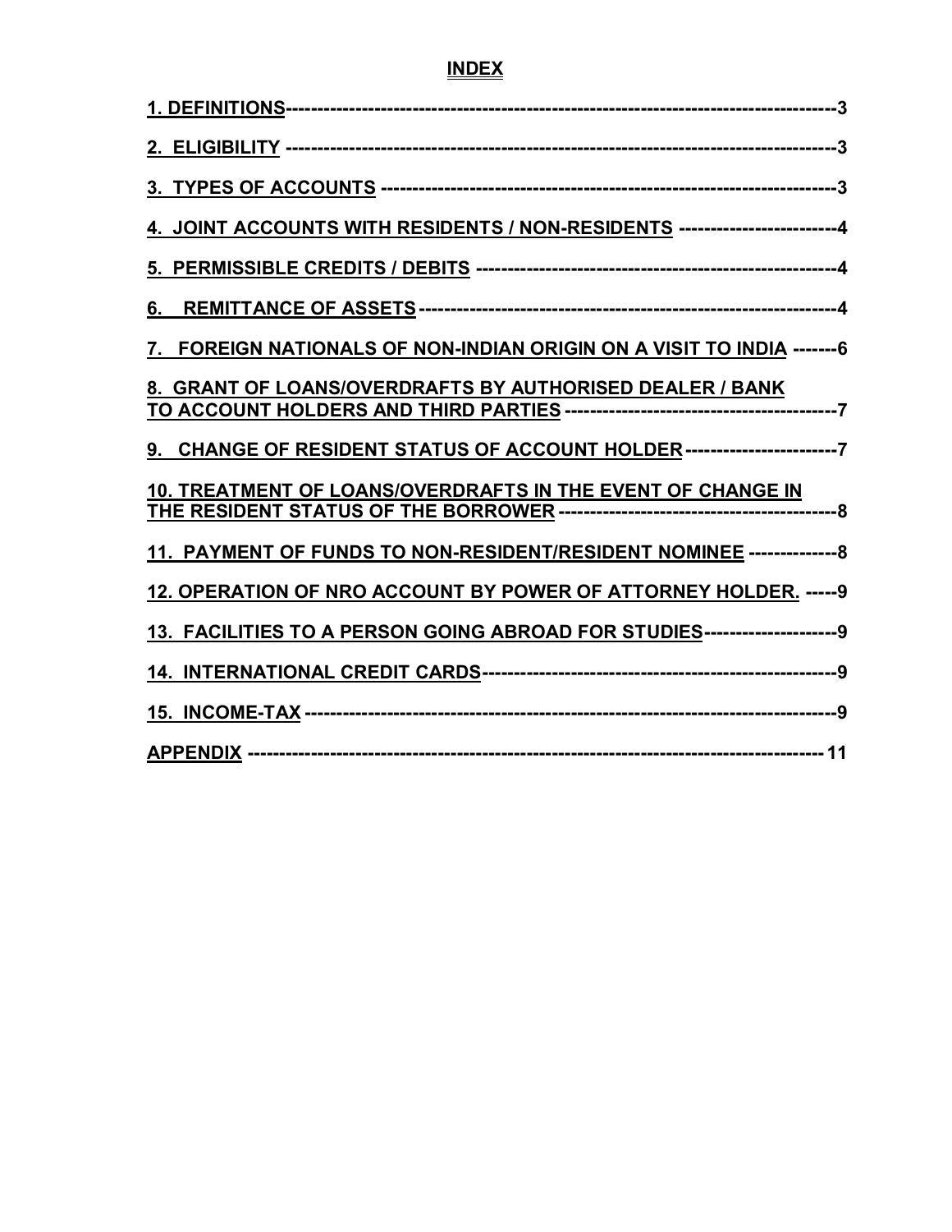# INDEX

1. DEFINITIONS---------------------------------------------------------------------------------3

2. ELIGIBILITY ---------------------------------------------------------------------------------3

3. TYPES OF ACCOUNTS --------------------------------------------------------------------3

4. JOINT ACCOUNTS WITH RESIDENTS / NON-RESIDENTS ------------------------4

5. PERMISSIBLE CREDITS / DEBITS ------------------------------------------------------4

6. REMITTANCE OF ASSETS ---------------------------------------------------------------4

7. FOREIGN NATIONALS OF NON-INDIAN ORIGIN ON A VISIT TO INDIA -------6

8. GRANT OF LOANS/OVERDRAFTS BY AUTHORISED DEALER / BANK TO ACCOUNT HOLDERS AND THIRD PARTIES -----------------------------------------7

9. CHANGE OF RESIDENT STATUS OF ACCOUNT HOLDER -----------------------7

10. TREATMENT OF LOANS/OVERDRAFTS IN THE EVENT OF CHANGE IN THE RESIDENT STATUS OF THE BORROWER -----------------------------------------8

11. PAYMENT OF FUNDS TO NON-RESIDENT/RESIDENT NOMINEE --------------8

12. OPERATION OF NRO ACCOUNT BY POWER OF ATTORNEY HOLDER. -----9

13. FACILITIES TO A PERSON GOING ABROAD FOR STUDIES--------------------9

14. INTERNATIONAL CREDIT CARDS------------------------------------------------------9

15. INCOME-TAX --------------------------------------------------------------------------------9

APPENDIX -------------------------------------------------------------------------------------- 11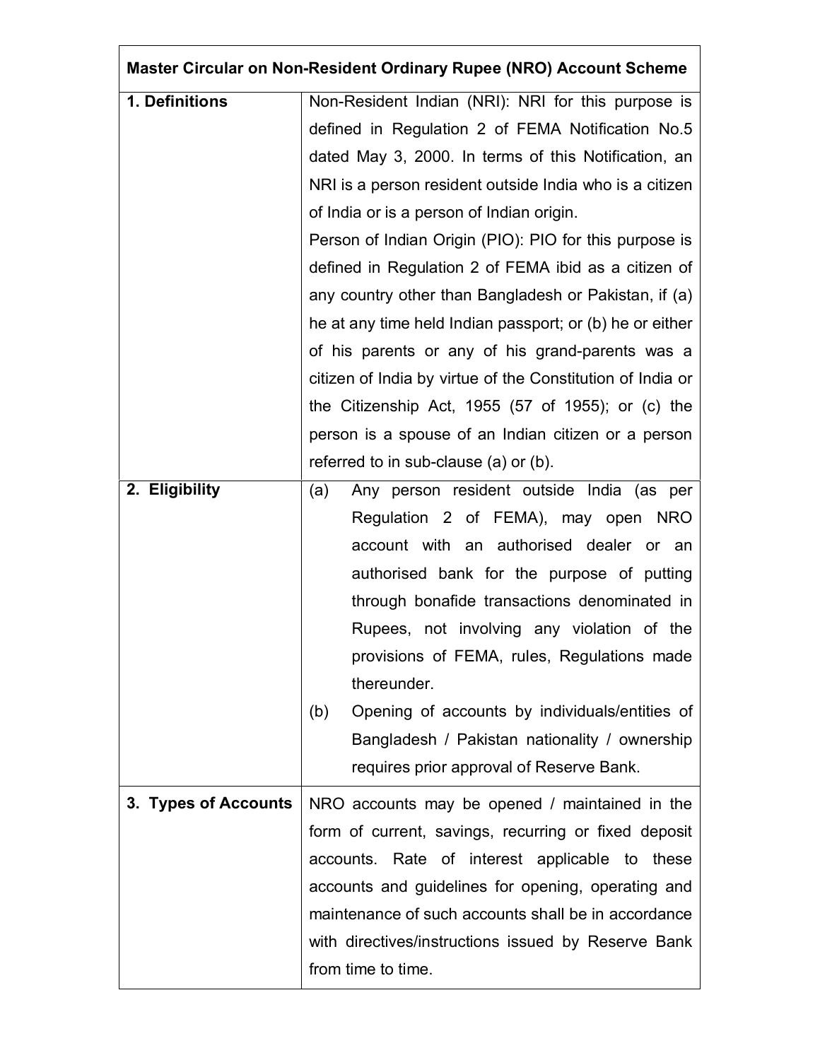| Master Circular on Non-Resident Ordinary Rupee (NRO) Account Scheme | |
|---|---|
| **1. Definitions** | Non-Resident Indian (NRI): NRI for this purpose is defined in Regulation 2 of FEMA Notification No.5 dated May 3, 2000. In terms of this Notification, an NRI is a person resident outside India who is a citizen of India or is a person of Indian origin.<br>Person of Indian Origin (PIO): PIO for this purpose is defined in Regulation 2 of FEMA ibid as a citizen of any country other than Bangladesh or Pakistan, if (a) he at any time held Indian passport; or (b) he or either of his parents or any of his grand-parents was a citizen of India by virtue of the Constitution of India or the Citizenship Act, 1955 (57 of 1955); or (c) the person is a spouse of an Indian citizen or a person referred to in sub-clause (a) or (b). |
| **2. Eligibility** | (a) Any person resident outside India (as per Regulation 2 of FEMA), may open NRO account with an authorised dealer or an authorised bank for the purpose of putting through bonafide transactions denominated in Rupees, not involving any violation of the provisions of FEMA, rules, Regulations made thereunder.<br>(b) Opening of accounts by individuals/entities of Bangladesh / Pakistan nationality / ownership requires prior approval of Reserve Bank. |
| **3. Types of Accounts** | NRO accounts may be opened / maintained in the form of current, savings, recurring or fixed deposit accounts. Rate of interest applicable to these accounts and guidelines for opening, operating and maintenance of such accounts shall be in accordance with directives/instructions issued by Reserve Bank from time to time. |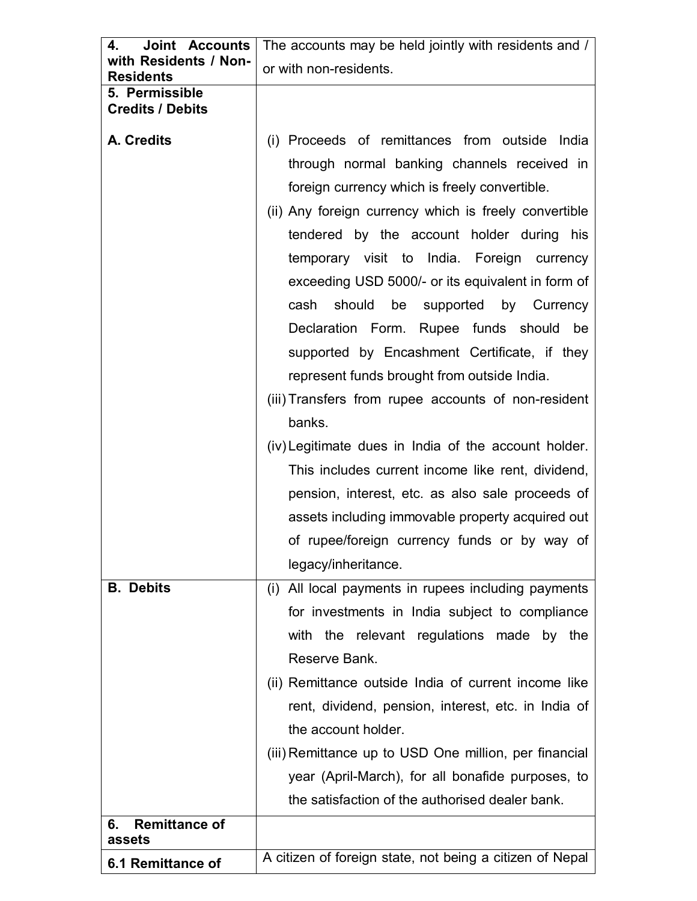| | |
|---|---|
| **4. Joint Accounts with Residents / Non-Residents** | The accounts may be held jointly with residents and / or with non-residents. |
| **5. Permissible Credits / Debits** | |
| **A. Credits** | (i) Proceeds of remittances from outside India through normal banking channels received in foreign currency which is freely convertible.<br>(ii) Any foreign currency which is freely convertible tendered by the account holder during his temporary visit to India. Foreign currency exceeding USD 5000/- or its equivalent in form of cash should be supported by Currency Declaration Form. Rupee funds should be supported by Encashment Certificate, if they represent funds brought from outside India.<br>(iii) Transfers from rupee accounts of non-resident banks.<br>(iv) Legitimate dues in India of the account holder. This includes current income like rent, dividend, pension, interest, etc. as also sale proceeds of assets including immovable property acquired out of rupee/foreign currency funds or by way of legacy/inheritance. |
| **B. Debits** | (i) All local payments in rupees including payments for investments in India subject to compliance with the relevant regulations made by the Reserve Bank.<br>(ii) Remittance outside India of current income like rent, dividend, pension, interest, etc. in India of the account holder.<br>(iii) Remittance up to USD One million, per financial year (April-March), for all bonafide purposes, to the satisfaction of the authorised dealer bank. |
| **6. Remittance of assets** | |
| **6.1 Remittance of** | A citizen of foreign state, not being a citizen of Nepal |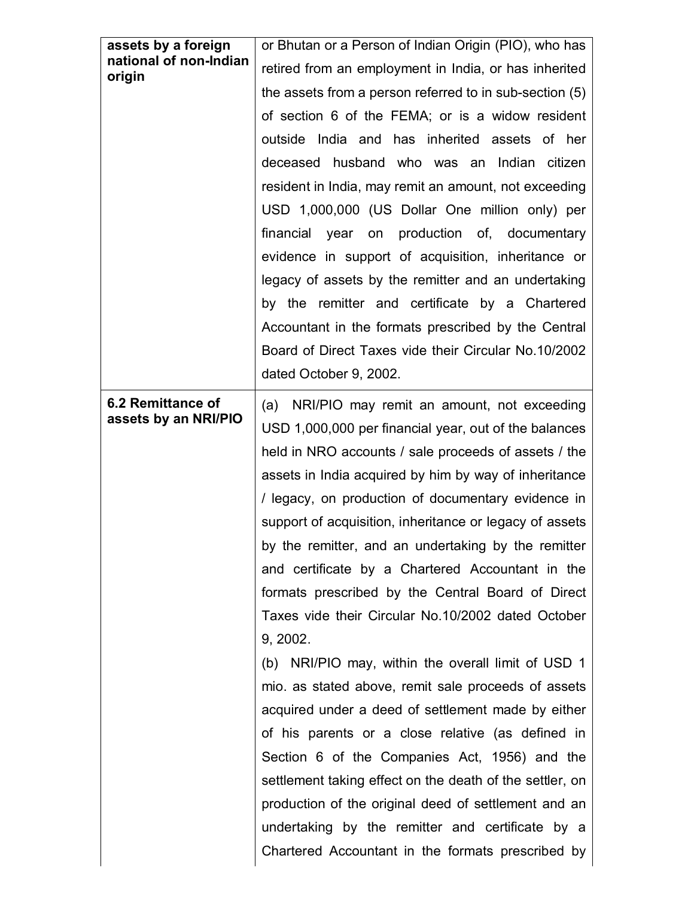| | |
|---|---|
| **assets by a foreign national of non-Indian origin** | or Bhutan or a Person of Indian Origin (PIO), who has retired from an employment in India, or has inherited the assets from a person referred to in sub-section (5) of section 6 of the FEMA; or is a widow resident outside India and has inherited assets of her deceased husband who was an Indian citizen resident in India, may remit an amount, not exceeding USD 1,000,000 (US Dollar One million only) per financial year on production of, documentary evidence in support of acquisition, inheritance or legacy of assets by the remitter and an undertaking by the remitter and certificate by a Chartered Accountant in the formats prescribed by the Central Board of Direct Taxes vide their Circular No.10/2002 dated October 9, 2002. |
| **6.2 Remittance of assets by an NRI/PIO** | (a) NRI/PIO may remit an amount, not exceeding USD 1,000,000 per financial year, out of the balances held in NRO accounts / sale proceeds of assets / the assets in India acquired by him by way of inheritance / legacy, on production of documentary evidence in support of acquisition, inheritance or legacy of assets by the remitter, and an undertaking by the remitter and certificate by a Chartered Accountant in the formats prescribed by the Central Board of Direct Taxes vide their Circular No.10/2002 dated October 9, 2002.<br>(b) NRI/PIO may, within the overall limit of USD 1 mio. as stated above, remit sale proceeds of assets acquired under a deed of settlement made by either of his parents or a close relative (as defined in Section 6 of the Companies Act, 1956) and the settlement taking effect on the death of the settler, on production of the original deed of settlement and an undertaking by the remitter and certificate by a Chartered Accountant in the formats prescribed by |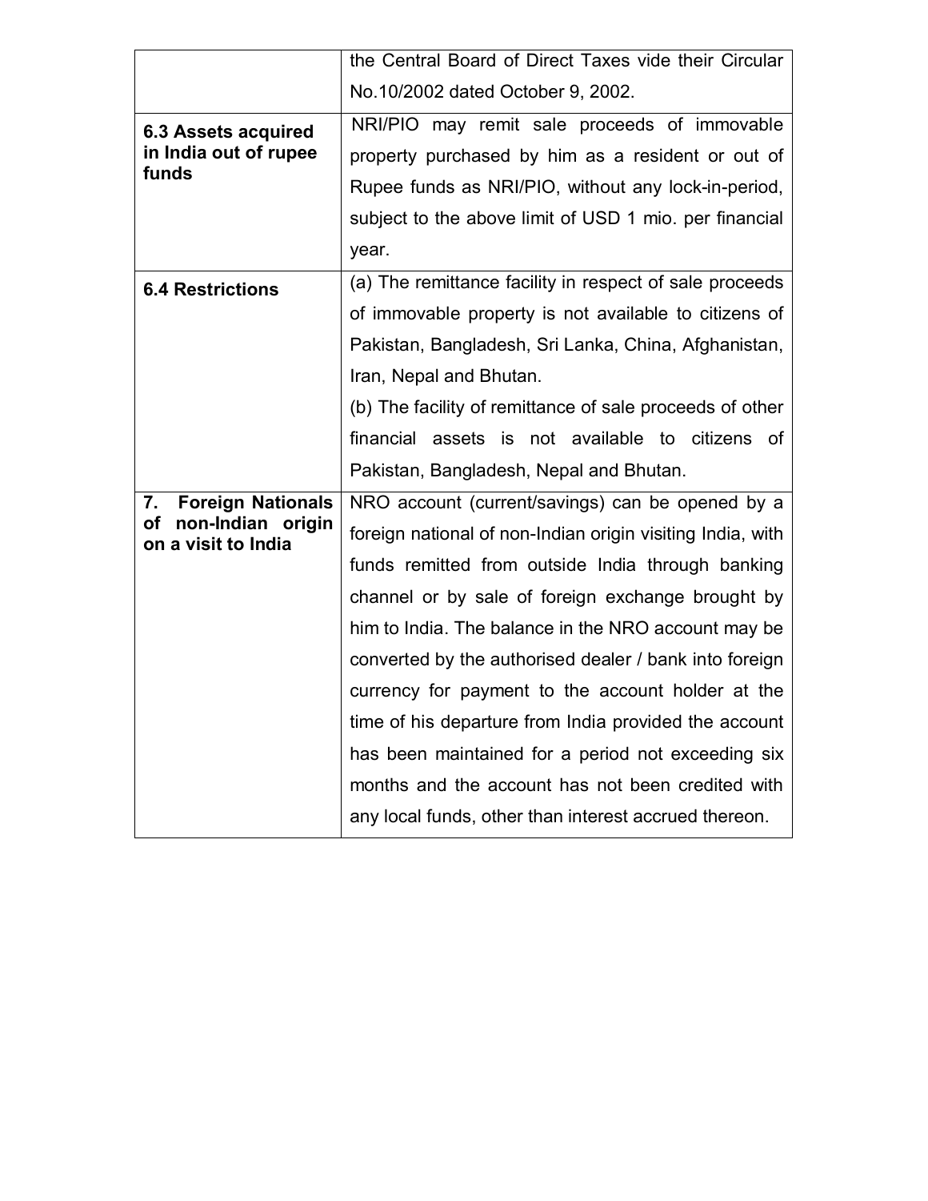| | |
|---|---|
| | the Central Board of Direct Taxes vide their Circular No.10/2002 dated October 9, 2002. |
| **6.3 Assets acquired in India out of rupee funds** | NRI/PIO may remit sale proceeds of immovable property purchased by him as a resident or out of Rupee funds as NRI/PIO, without any lock-in-period, subject to the above limit of USD 1 mio. per financial year. |
| **6.4 Restrictions** | (a) The remittance facility in respect of sale proceeds of immovable property is not available to citizens of Pakistan, Bangladesh, Sri Lanka, China, Afghanistan, Iran, Nepal and Bhutan.<br>(b) The facility of remittance of sale proceeds of other financial assets is not available to citizens of Pakistan, Bangladesh, Nepal and Bhutan. |
| **7. Foreign Nationals of non-Indian origin on a visit to India** | NRO account (current/savings) can be opened by a foreign national of non-Indian origin visiting India, with funds remitted from outside India through banking channel or by sale of foreign exchange brought by him to India. The balance in the NRO account may be converted by the authorised dealer / bank into foreign currency for payment to the account holder at the time of his departure from India provided the account has been maintained for a period not exceeding six months and the account has not been credited with any local funds, other than interest accrued thereon. |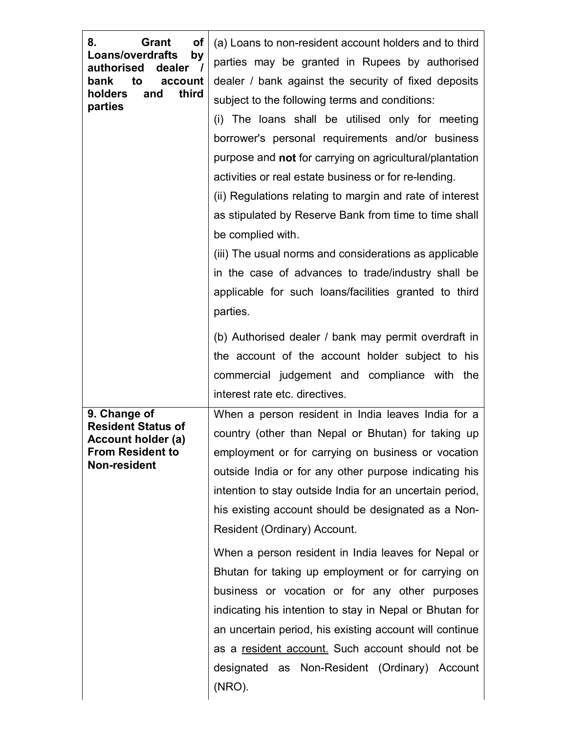| | |
|---|---|
| **8. Grant of Loans/overdrafts by authorised dealer / bank to account holders and third parties** | (a) Loans to non-resident account holders and to third parties may be granted in Rupees by authorised dealer / bank against the security of fixed deposits subject to the following terms and conditions:<br>(i) The loans shall be utilised only for meeting borrower's personal requirements and/or business purpose and **not** for carrying on agricultural/plantation activities or real estate business or for re-lending.<br>(ii) Regulations relating to margin and rate of interest as stipulated by Reserve Bank from time to time shall be complied with.<br>(iii) The usual norms and considerations as applicable in the case of advances to trade/industry shall be applicable for such loans/facilities granted to third parties.<br><br>(b) Authorised dealer / bank may permit overdraft in the account of the account holder subject to his commercial judgement and compliance with the interest rate etc. directives. |
| **9. Change of Resident Status of Account holder (a) From Resident to Non-resident** | When a person resident in India leaves India for a country (other than Nepal or Bhutan) for taking up employment or for carrying on business or vocation outside India or for any other purpose indicating his intention to stay outside India for an uncertain period, his existing account should be designated as a Non-Resident (Ordinary) Account.<br><br>When a person resident in India leaves for Nepal or Bhutan for taking up employment or for carrying on business or vocation or for any other purposes indicating his intention to stay in Nepal or Bhutan for an uncertain period, his existing account will continue as a resident account. Such account should not be designated as Non-Resident (Ordinary) Account (NRO). |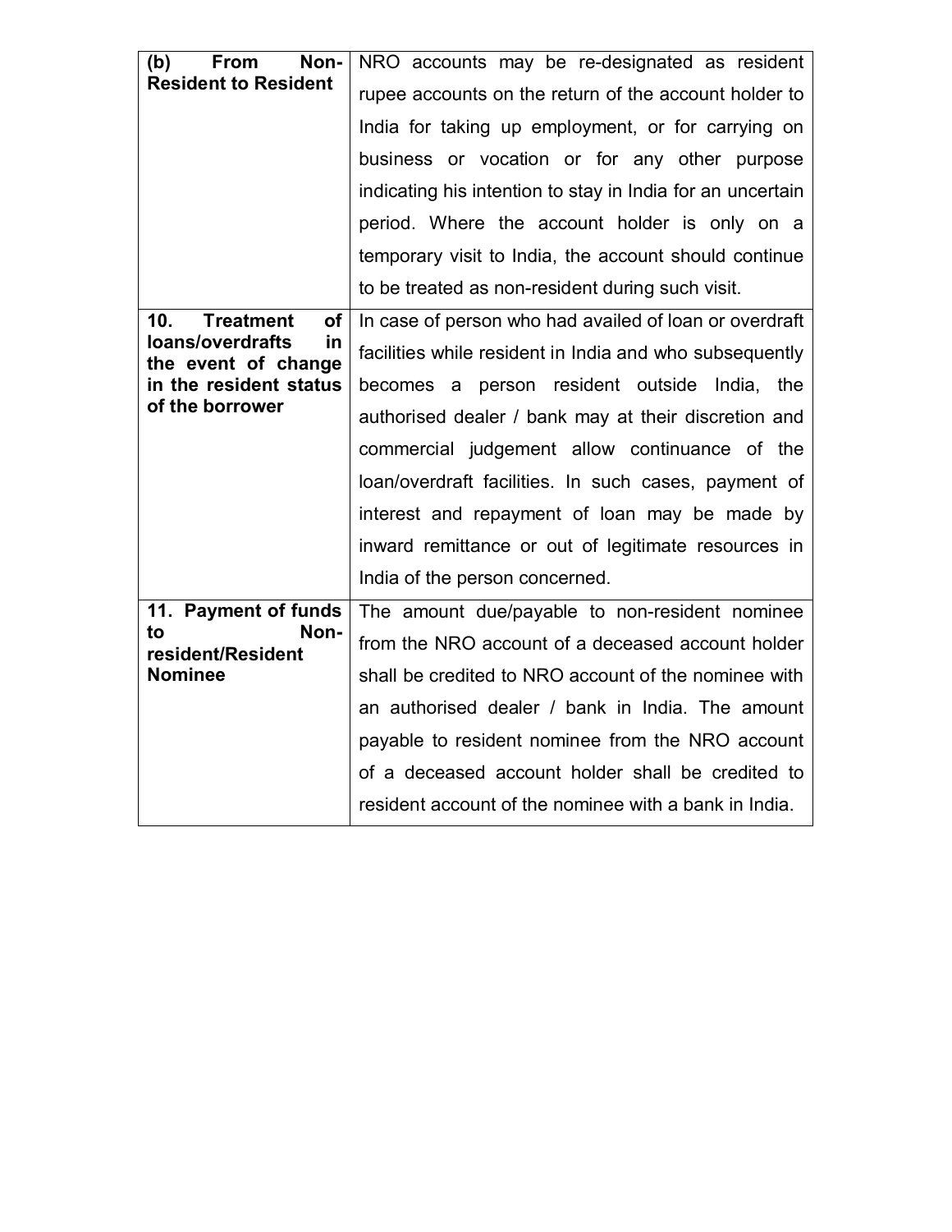| | |
|---|---|
| **(b) From Non-Resident to Resident** | NRO accounts may be re-designated as resident rupee accounts on the return of the account holder to India for taking up employment, or for carrying on business or vocation or for any other purpose indicating his intention to stay in India for an uncertain period. Where the account holder is only on a temporary visit to India, the account should continue to be treated as non-resident during such visit. |
| **10. Treatment of loans/overdrafts in the event of change in the resident status of the borrower** | In case of person who had availed of loan or overdraft facilities while resident in India and who subsequently becomes a person resident outside India, the authorised dealer / bank may at their discretion and commercial judgement allow continuance of the loan/overdraft facilities. In such cases, payment of interest and repayment of loan may be made by inward remittance or out of legitimate resources in India of the person concerned. |
| **11. Payment of funds to Non-resident/Resident Nominee** | The amount due/payable to non-resident nominee from the NRO account of a deceased account holder shall be credited to NRO account of the nominee with an authorised dealer / bank in India. The amount payable to resident nominee from the NRO account of a deceased account holder shall be credited to resident account of the nominee with a bank in India. |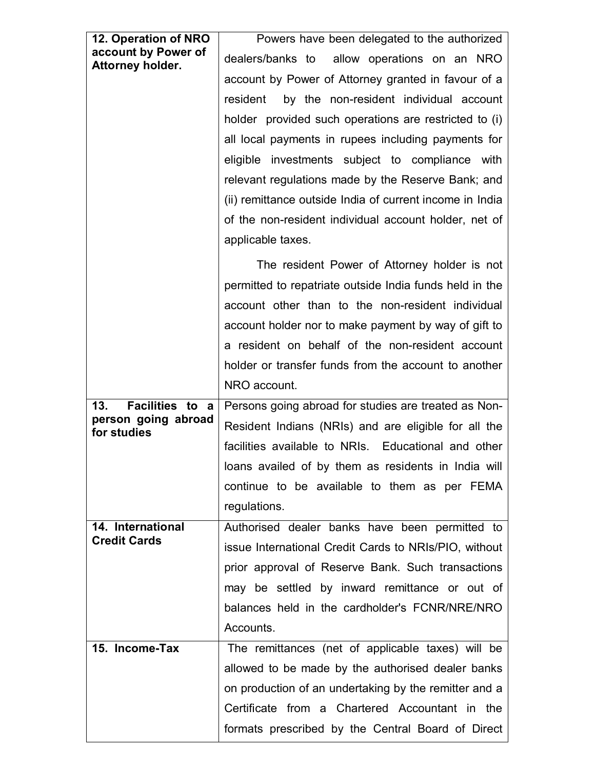| | |
|---|---|
| **12. Operation of NRO account by Power of Attorney holder.** | Powers have been delegated to the authorized dealers/banks to allow operations on an NRO account by Power of Attorney granted in favour of a resident by the non-resident individual account holder provided such operations are restricted to (i) all local payments in rupees including payments for eligible investments subject to compliance with relevant regulations made by the Reserve Bank; and (ii) remittance outside India of current income in India of the non-resident individual account holder, net of applicable taxes.<br><br>The resident Power of Attorney holder is not permitted to repatriate outside India funds held in the account other than to the non-resident individual account holder nor to make payment by way of gift to a resident on behalf of the non-resident account holder or transfer funds from the account to another NRO account. |
| **13. Facilities to a person going abroad for studies** | Persons going abroad for studies are treated as Non-Resident Indians (NRIs) and are eligible for all the facilities available to NRIs. Educational and other loans availed of by them as residents in India will continue to be available to them as per FEMA regulations. |
| **14. International Credit Cards** | Authorised dealer banks have been permitted to issue International Credit Cards to NRIs/PIO, without prior approval of Reserve Bank. Such transactions may be settled by inward remittance or out of balances held in the cardholder's FCNR/NRE/NRO Accounts. |
| **15. Income-Tax** | The remittances (net of applicable taxes) will be allowed to be made by the authorised dealer banks on production of an undertaking by the remitter and a Certificate from a Chartered Accountant in the formats prescribed by the Central Board of Direct |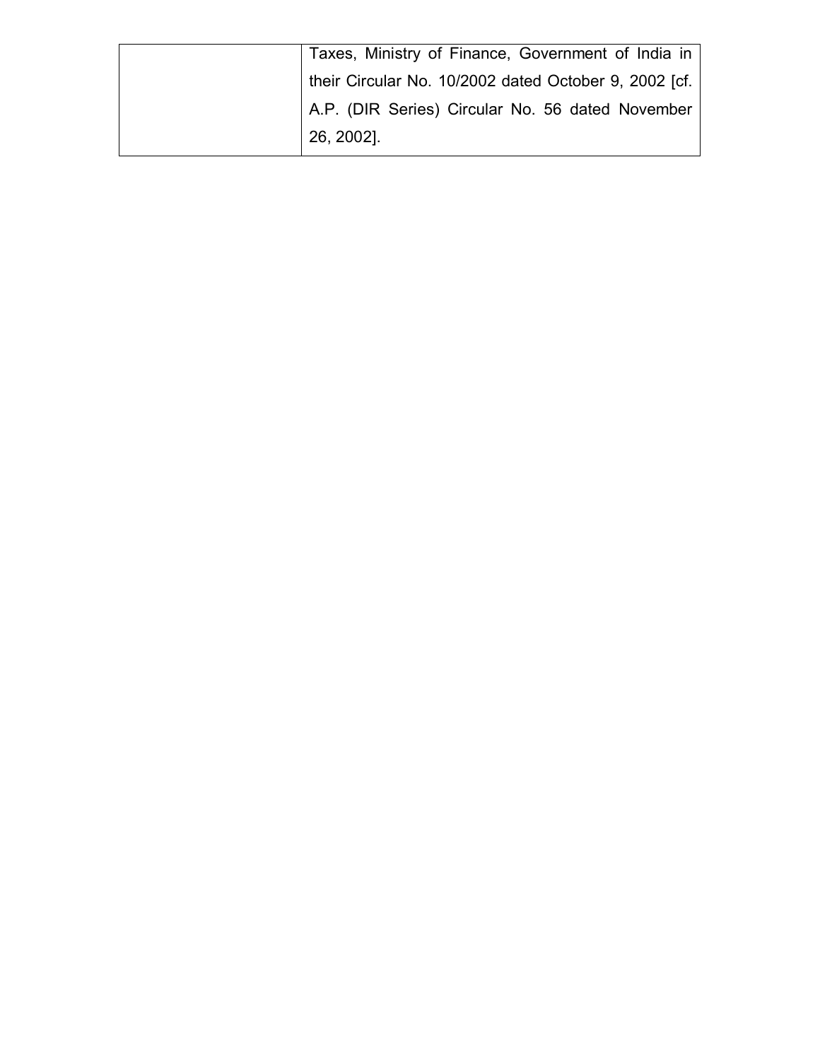| | |
|---|---|
| | Taxes, Ministry of Finance, Government of India in their Circular No. 10/2002 dated October 9, 2002 [cf. A.P. (DIR Series) Circular No. 56 dated November 26, 2002]. |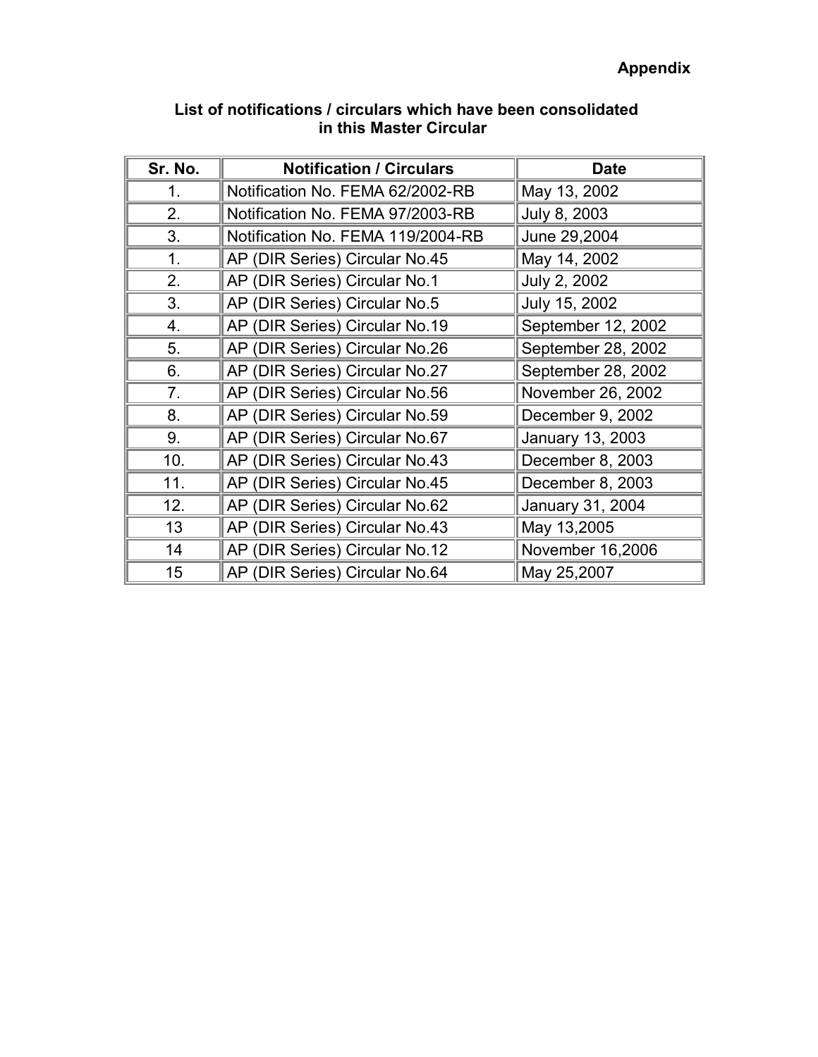**Appendix**

**List of notifications / circulars which have been consolidated in this Master Circular**

| Sr. No. | Notification / Circulars | Date |
|---|---|---|
| 1. | Notification No. FEMA 62/2002-RB | May 13, 2002 |
| 2. | Notification No. FEMA 97/2003-RB | July 8, 2003 |
| 3. | Notification No. FEMA 119/2004-RB | June 29,2004 |
| 1. | AP (DIR Series) Circular No.45 | May 14, 2002 |
| 2. | AP (DIR Series) Circular No.1 | July 2, 2002 |
| 3. | AP (DIR Series) Circular No.5 | July 15, 2002 |
| 4. | AP (DIR Series) Circular No.19 | September 12, 2002 |
| 5. | AP (DIR Series) Circular No.26 | September 28, 2002 |
| 6. | AP (DIR Series) Circular No.27 | September 28, 2002 |
| 7. | AP (DIR Series) Circular No.56 | November 26, 2002 |
| 8. | AP (DIR Series) Circular No.59 | December 9, 2002 |
| 9. | AP (DIR Series) Circular No.67 | January 13, 2003 |
| 10. | AP (DIR Series) Circular No.43 | December 8, 2003 |
| 11. | AP (DIR Series) Circular No.45 | December 8, 2003 |
| 12. | AP (DIR Series) Circular No.62 | January 31, 2004 |
| 13 | AP (DIR Series) Circular No.43 | May 13,2005 |
| 14 | AP (DIR Series) Circular No.12 | November 16,2006 |
| 15 | AP (DIR Series) Circular No.64 | May 25,2007 |